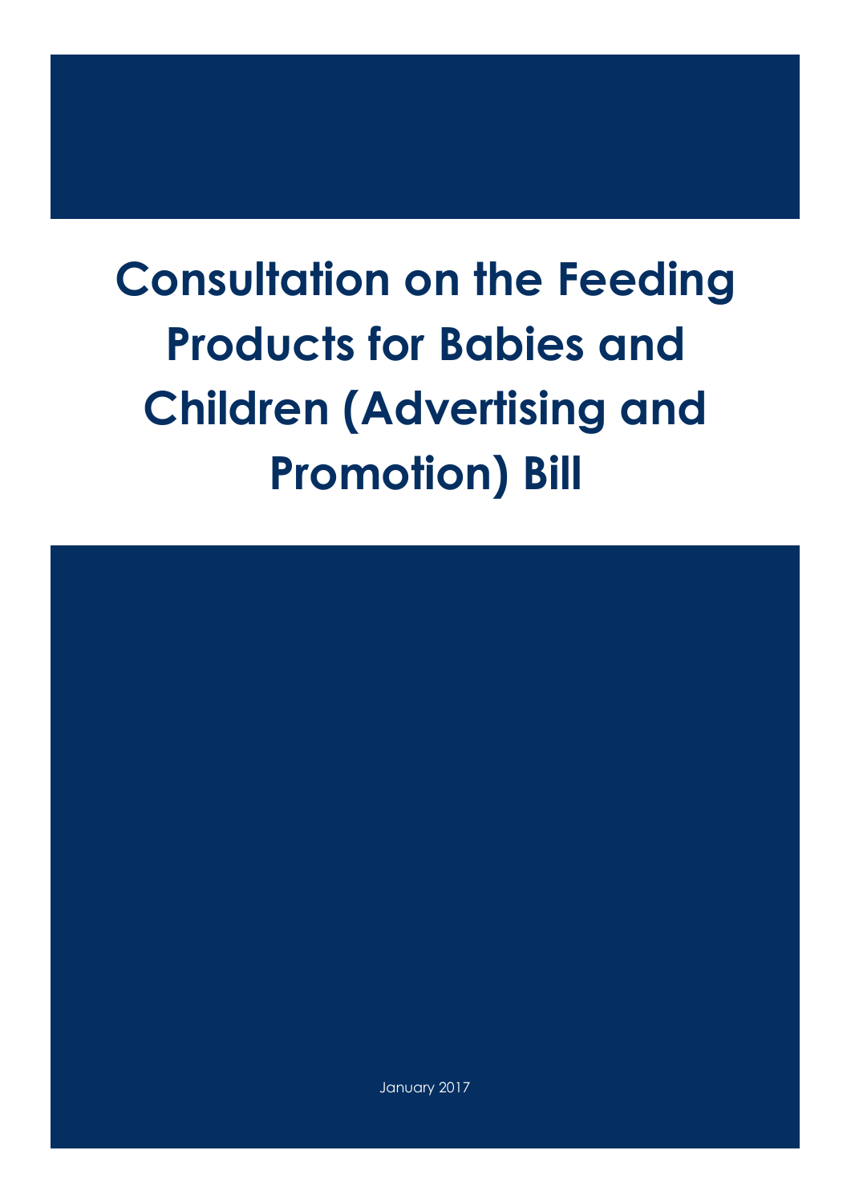# Consultation on the Feeding Products for Babies and Children (Advertising and Promotion) Bill

January 2017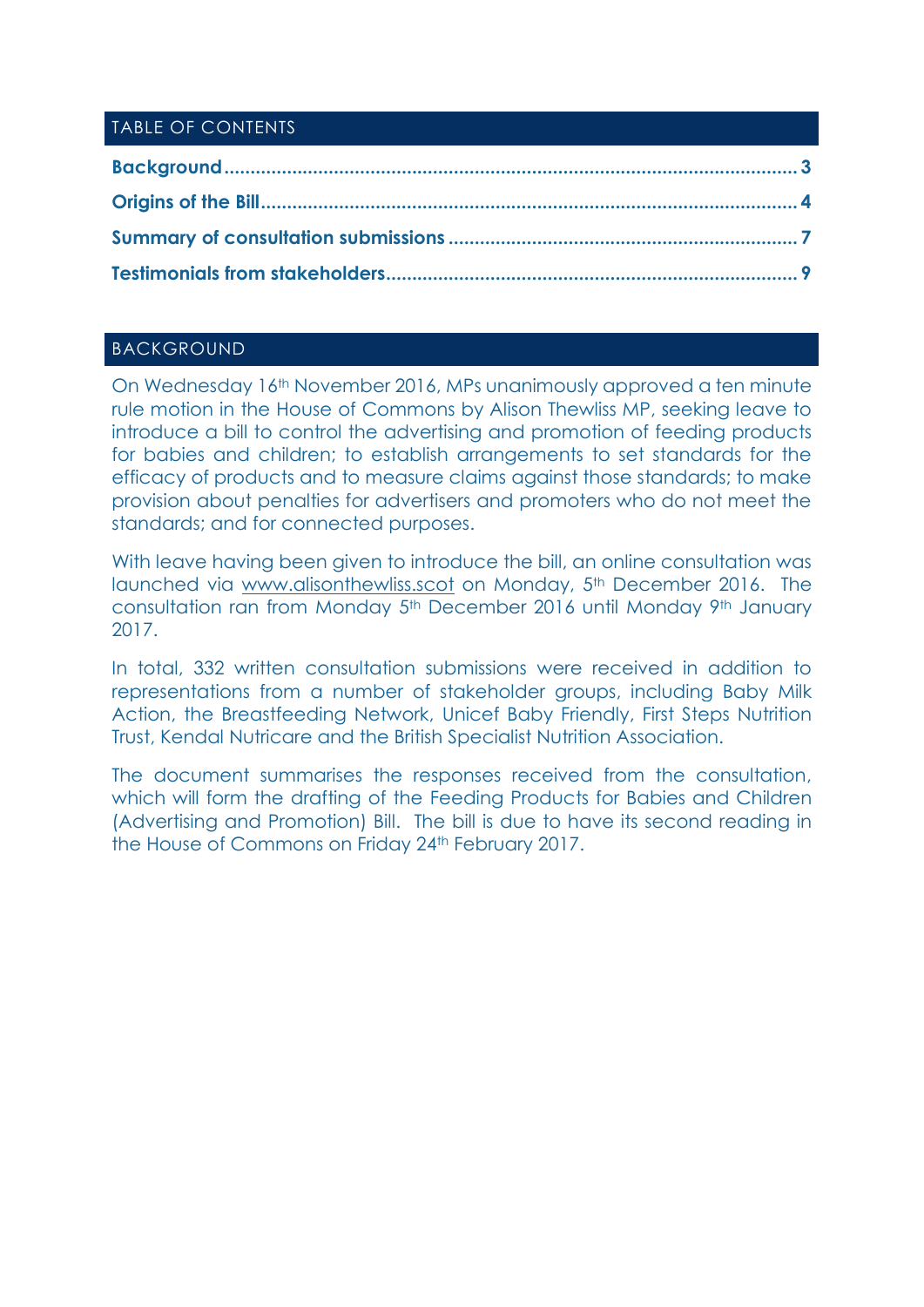## TABLE OF CONTENTS

**Background** ........................................................................................................ 3

**Origins of the Bill** ................................................................................................ 4

**Summary of consultation submissions** ........................................................... 7

**Testimonials from stakeholders** ...................................................................... 9

## BACKGROUND

On Wednesday 16th November 2016, MPs unanimously approved a ten minute rule motion in the House of Commons by Alison Thewliss MP, seeking leave to introduce a bill to control the advertising and promotion of feeding products for babies and children; to establish arrangements to set standards for the efficacy of products and to measure claims against those standards; to make provision about penalties for advertisers and promoters who do not meet the standards; and for connected purposes.

With leave having been given to introduce the bill, an online consultation was launched via www.alisonthewliss.scot on Monday, 5th December 2016. The consultation ran from Monday 5th December 2016 until Monday 9th January 2017.

In total, 332 written consultation submissions were received in addition to representations from a number of stakeholder groups, including Baby Milk Action, the Breastfeeding Network, Unicef Baby Friendly, First Steps Nutrition Trust, Kendal Nutricare and the British Specialist Nutrition Association.

The document summarises the responses received from the consultation, which will form the drafting of the Feeding Products for Babies and Children (Advertising and Promotion) Bill. The bill is due to have its second reading in the House of Commons on Friday 24th February 2017.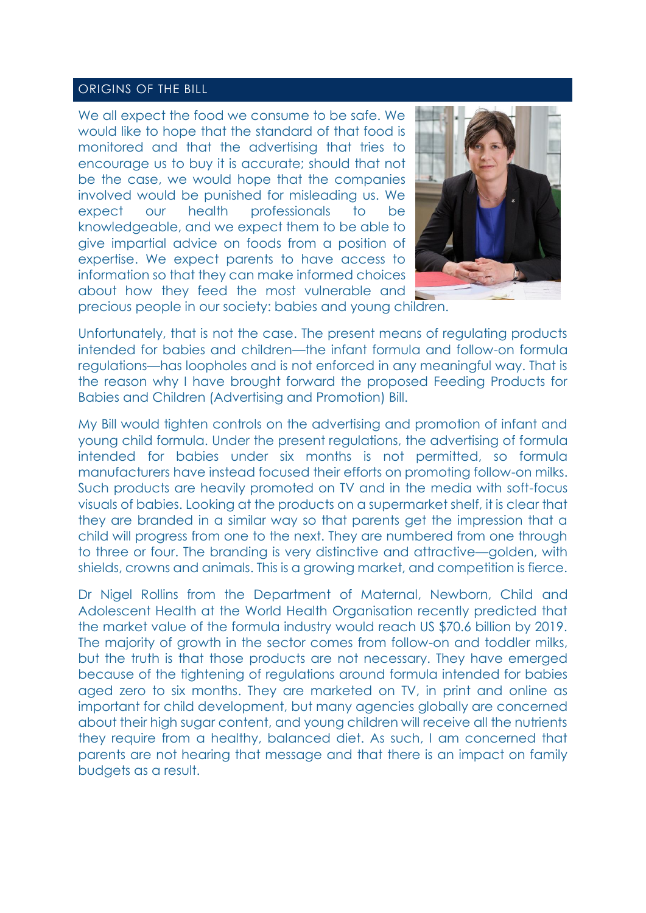## ORIGINS OF THE BILL

We all expect the food we consume to be safe. We would like to hope that the standard of that food is monitored and that the advertising that tries to encourage us to buy it is accurate; should that not be the case, we would hope that the companies involved would be punished for misleading us. We expect our health professionals to be knowledgeable, and we expect them to be able to give impartial advice on foods from a position of expertise. We expect parents to have access to information so that they can make informed choices about how they feed the most vulnerable and precious people in our society: babies and young children.

Unfortunately, that is not the case. The present means of regulating products intended for babies and children—the infant formula and follow-on formula regulations—has loopholes and is not enforced in any meaningful way. That is the reason why I have brought forward the proposed Feeding Products for Babies and Children (Advertising and Promotion) Bill.

My Bill would tighten controls on the advertising and promotion of infant and young child formula. Under the present regulations, the advertising of formula intended for babies under six months is not permitted, so formula manufacturers have instead focused their efforts on promoting follow-on milks. Such products are heavily promoted on TV and in the media with soft-focus visuals of babies. Looking at the products on a supermarket shelf, it is clear that they are branded in a similar way so that parents get the impression that a child will progress from one to the next. They are numbered from one through to three or four. The branding is very distinctive and attractive—golden, with shields, crowns and animals. This is a growing market, and competition is fierce.

Dr Nigel Rollins from the Department of Maternal, Newborn, Child and Adolescent Health at the World Health Organisation recently predicted that the market value of the formula industry would reach US $70.6 billion by 2019. The majority of growth in the sector comes from follow-on and toddler milks, but the truth is that those products are not necessary. They have emerged because of the tightening of regulations around formula intended for babies aged zero to six months. They are marketed on TV, in print and online as important for child development, but many agencies globally are concerned about their high sugar content, and young children will receive all the nutrients they require from a healthy, balanced diet. As such, I am concerned that parents are not hearing that message and that there is an impact on family budgets as a result.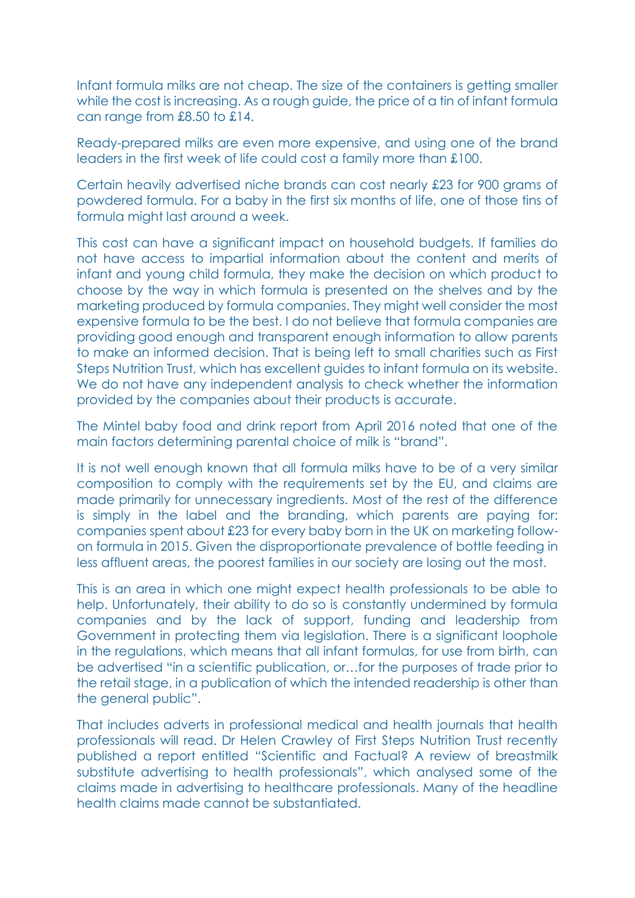Infant formula milks are not cheap. The size of the containers is getting smaller while the cost is increasing. As a rough guide, the price of a tin of infant formula can range from £8.50 to £14.

Ready-prepared milks are even more expensive, and using one of the brand leaders in the first week of life could cost a family more than £100.

Certain heavily advertised niche brands can cost nearly £23 for 900 grams of powdered formula. For a baby in the first six months of life, one of those tins of formula might last around a week.

This cost can have a significant impact on household budgets. If families do not have access to impartial information about the content and merits of infant and young child formula, they make the decision on which product to choose by the way in which formula is presented on the shelves and by the marketing produced by formula companies. They might well consider the most expensive formula to be the best. I do not believe that formula companies are providing good enough and transparent enough information to allow parents to make an informed decision. That is being left to small charities such as First Steps Nutrition Trust, which has excellent guides to infant formula on its website. We do not have any independent analysis to check whether the information provided by the companies about their products is accurate.

The Mintel baby food and drink report from April 2016 noted that one of the main factors determining parental choice of milk is "brand".

It is not well enough known that all formula milks have to be of a very similar composition to comply with the requirements set by the EU, and claims are made primarily for unnecessary ingredients. Most of the rest of the difference is simply in the label and the branding, which parents are paying for: companies spent about £23 for every baby born in the UK on marketing follow-on formula in 2015. Given the disproportionate prevalence of bottle feeding in less affluent areas, the poorest families in our society are losing out the most.

This is an area in which one might expect health professionals to be able to help. Unfortunately, their ability to do so is constantly undermined by formula companies and by the lack of support, funding and leadership from Government in protecting them via legislation. There is a significant loophole in the regulations, which means that all infant formulas, for use from birth, can be advertised "in a scientific publication, or…for the purposes of trade prior to the retail stage, in a publication of which the intended readership is other than the general public".

That includes adverts in professional medical and health journals that health professionals will read. Dr Helen Crawley of First Steps Nutrition Trust recently published a report entitled "Scientific and Factual? A review of breastmilk substitute advertising to health professionals", which analysed some of the claims made in advertising to healthcare professionals. Many of the headline health claims made cannot be substantiated.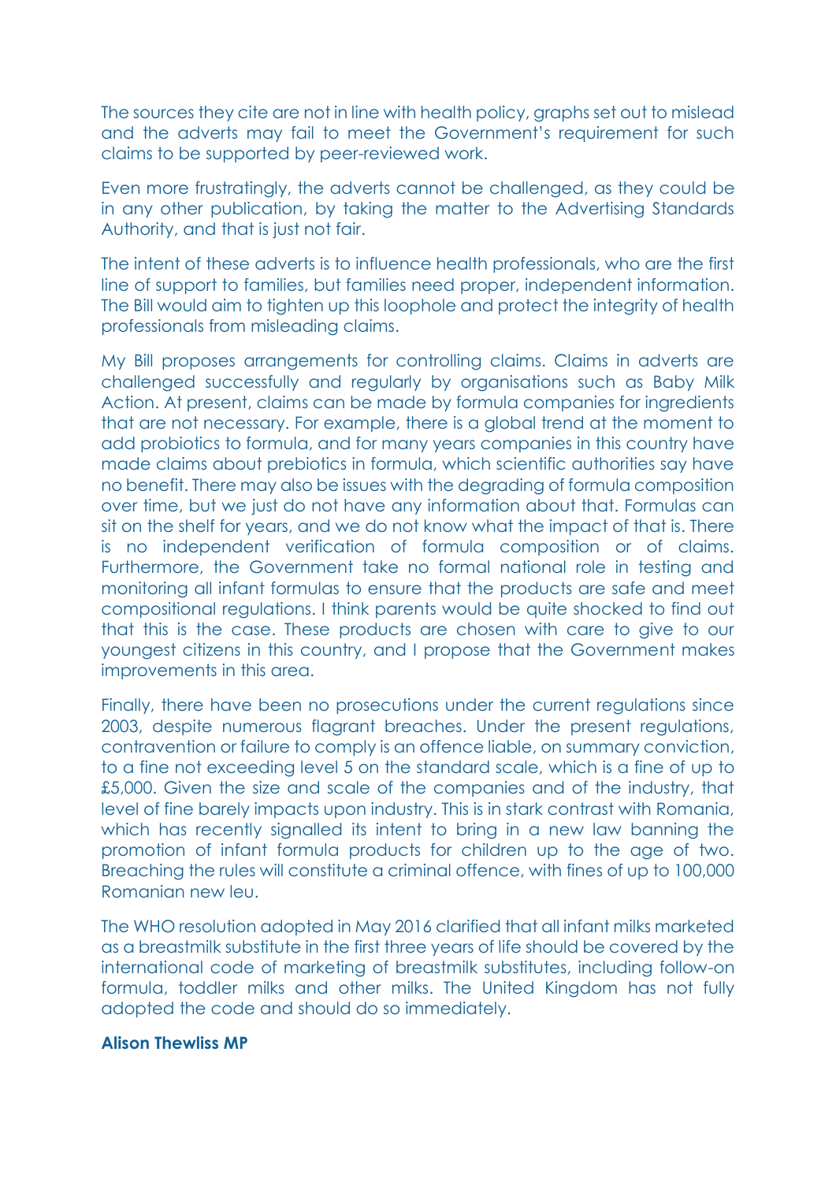The sources they cite are not in line with health policy, graphs set out to mislead and the adverts may fail to meet the Government's requirement for such claims to be supported by peer-reviewed work.

Even more frustratingly, the adverts cannot be challenged, as they could be in any other publication, by taking the matter to the Advertising Standards Authority, and that is just not fair.

The intent of these adverts is to influence health professionals, who are the first line of support to families, but families need proper, independent information. The Bill would aim to tighten up this loophole and protect the integrity of health professionals from misleading claims.

My Bill proposes arrangements for controlling claims. Claims in adverts are challenged successfully and regularly by organisations such as Baby Milk Action. At present, claims can be made by formula companies for ingredients that are not necessary. For example, there is a global trend at the moment to add probiotics to formula, and for many years companies in this country have made claims about prebiotics in formula, which scientific authorities say have no benefit. There may also be issues with the degrading of formula composition over time, but we just do not have any information about that. Formulas can sit on the shelf for years, and we do not know what the impact of that is. There is no independent verification of formula composition or of claims. Furthermore, the Government take no formal national role in testing and monitoring all infant formulas to ensure that the products are safe and meet compositional regulations. I think parents would be quite shocked to find out that this is the case. These products are chosen with care to give to our youngest citizens in this country, and I propose that the Government makes improvements in this area.

Finally, there have been no prosecutions under the current regulations since 2003, despite numerous flagrant breaches. Under the present regulations, contravention or failure to comply is an offence liable, on summary conviction, to a fine not exceeding level 5 on the standard scale, which is a fine of up to £5,000. Given the size and scale of the companies and of the industry, that level of fine barely impacts upon industry. This is in stark contrast with Romania, which has recently signalled its intent to bring in a new law banning the promotion of infant formula products for children up to the age of two. Breaching the rules will constitute a criminal offence, with fines of up to 100,000 Romanian new leu.

The WHO resolution adopted in May 2016 clarified that all infant milks marketed as a breastmilk substitute in the first three years of life should be covered by the international code of marketing of breastmilk substitutes, including follow-on formula, toddler milks and other milks. The United Kingdom has not fully adopted the code and should do so immediately.

**Alison Thewliss MP**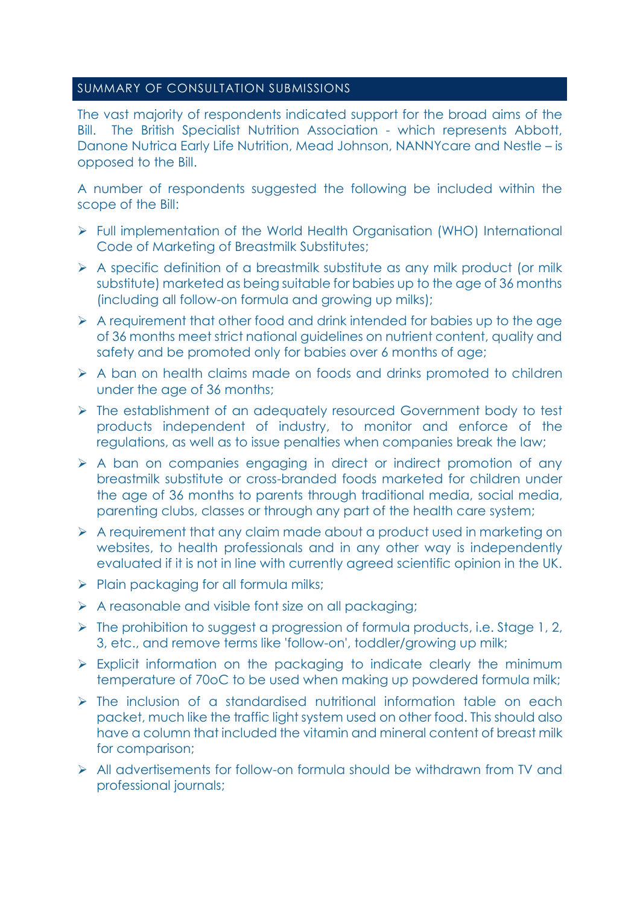## SUMMARY OF CONSULTATION SUBMISSIONS

The vast majority of respondents indicated support for the broad aims of the Bill. The British Specialist Nutrition Association - which represents Abbott, Danone Nutrica Early Life Nutrition, Mead Johnson, NANNYcare and Nestle – is opposed to the Bill.

A number of respondents suggested the following be included within the scope of the Bill:

- Full implementation of the World Health Organisation (WHO) International Code of Marketing of Breastmilk Substitutes;
- A specific definition of a breastmilk substitute as any milk product (or milk substitute) marketed as being suitable for babies up to the age of 36 months (including all follow-on formula and growing up milks);
- A requirement that other food and drink intended for babies up to the age of 36 months meet strict national guidelines on nutrient content, quality and safety and be promoted only for babies over 6 months of age;
- A ban on health claims made on foods and drinks promoted to children under the age of 36 months;
- The establishment of an adequately resourced Government body to test products independent of industry, to monitor and enforce of the regulations, as well as to issue penalties when companies break the law;
- A ban on companies engaging in direct or indirect promotion of any breastmilk substitute or cross-branded foods marketed for children under the age of 36 months to parents through traditional media, social media, parenting clubs, classes or through any part of the health care system;
- A requirement that any claim made about a product used in marketing on websites, to health professionals and in any other way is independently evaluated if it is not in line with currently agreed scientific opinion in the UK.
- Plain packaging for all formula milks;
- A reasonable and visible font size on all packaging;
- The prohibition to suggest a progression of formula products, i.e. Stage 1, 2, 3, etc., and remove terms like 'follow-on', toddler/growing up milk;
- Explicit information on the packaging to indicate clearly the minimum temperature of 70oC to be used when making up powdered formula milk;
- The inclusion of a standardised nutritional information table on each packet, much like the traffic light system used on other food. This should also have a column that included the vitamin and mineral content of breast milk for comparison;
- All advertisements for follow-on formula should be withdrawn from TV and professional journals;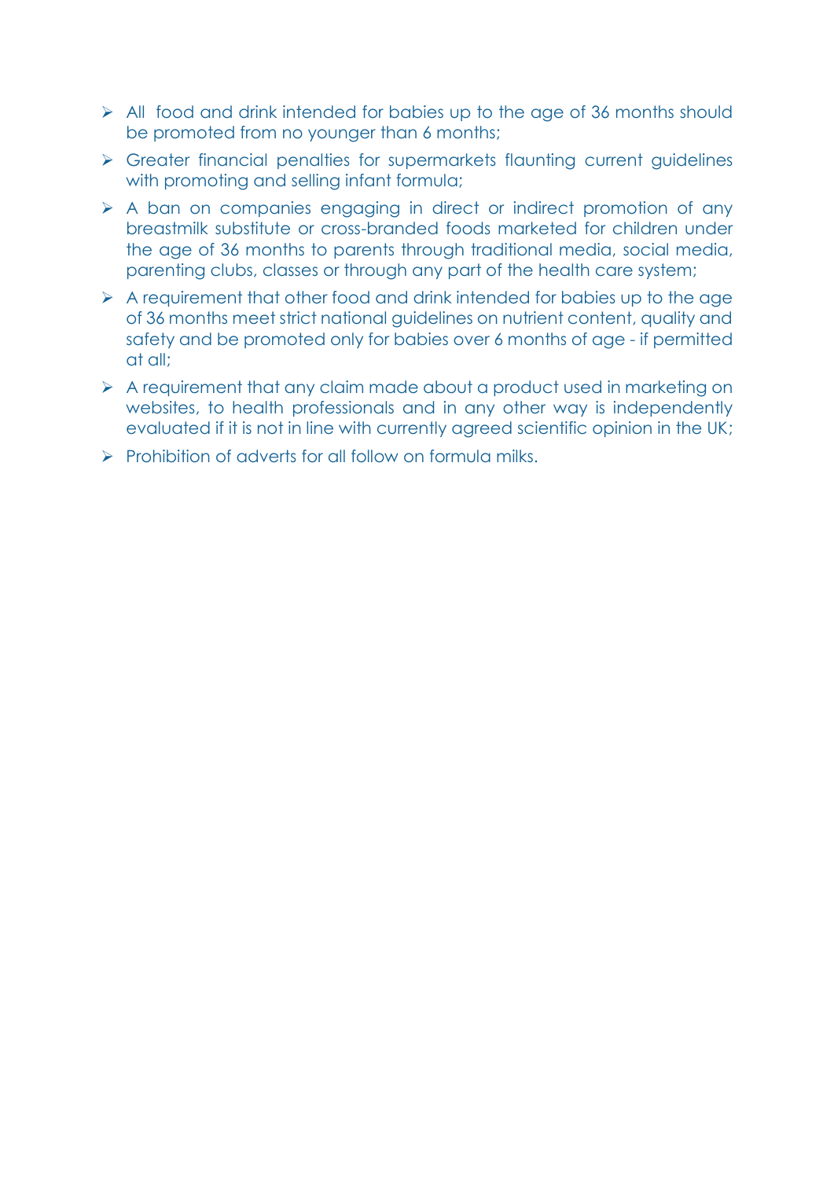- All food and drink intended for babies up to the age of 36 months should be promoted from no younger than 6 months;
- Greater financial penalties for supermarkets flaunting current guidelines with promoting and selling infant formula;
- A ban on companies engaging in direct or indirect promotion of any breastmilk substitute or cross-branded foods marketed for children under the age of 36 months to parents through traditional media, social media, parenting clubs, classes or through any part of the health care system;
- A requirement that other food and drink intended for babies up to the age of 36 months meet strict national guidelines on nutrient content, quality and safety and be promoted only for babies over 6 months of age - if permitted at all;
- A requirement that any claim made about a product used in marketing on websites, to health professionals and in any other way is independently evaluated if it is not in line with currently agreed scientific opinion in the UK;
- Prohibition of adverts for all follow on formula milks.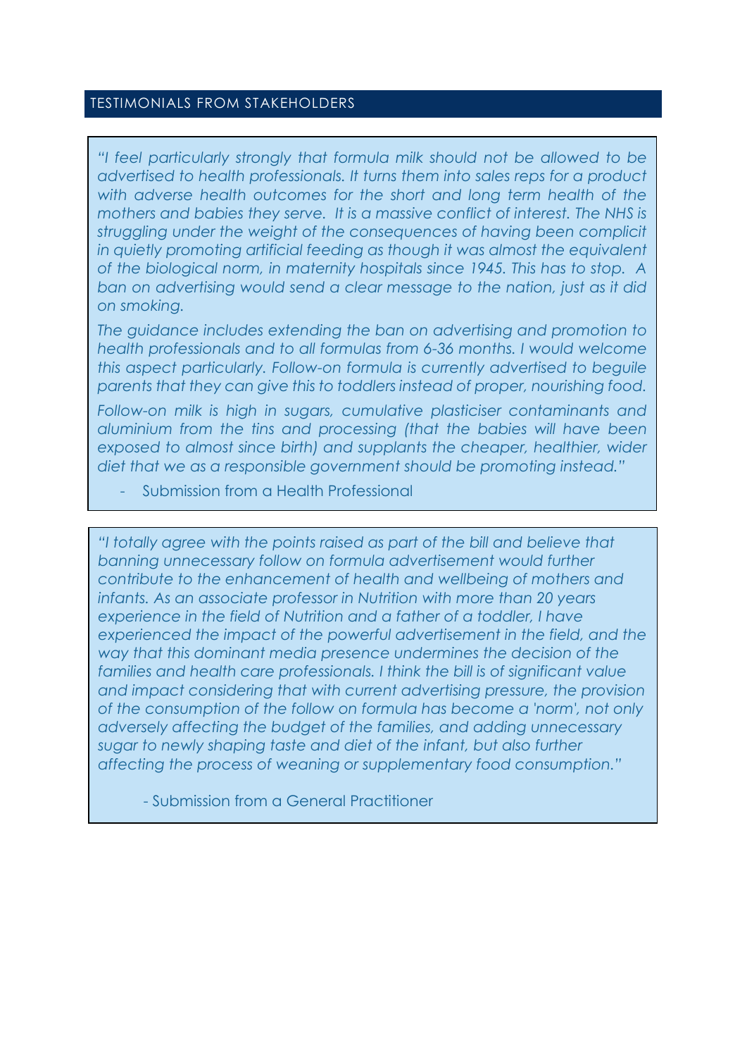## TESTIMONIALS FROM STAKEHOLDERS

*"I feel particularly strongly that formula milk should not be allowed to be advertised to health professionals. It turns them into sales reps for a product with adverse health outcomes for the short and long term health of the mothers and babies they serve. It is a massive conflict of interest. The NHS is struggling under the weight of the consequences of having been complicit in quietly promoting artificial feeding as though it was almost the equivalent of the biological norm, in maternity hospitals since 1945. This has to stop. A ban on advertising would send a clear message to the nation, just as it did on smoking.*

*The guidance includes extending the ban on advertising and promotion to health professionals and to all formulas from 6-36 months. I would welcome this aspect particularly. Follow-on formula is currently advertised to beguile parents that they can give this to toddlers instead of proper, nourishing food.*

*Follow-on milk is high in sugars, cumulative plasticiser contaminants and aluminium from the tins and processing (that the babies will have been exposed to almost since birth) and supplants the cheaper, healthier, wider diet that we as a responsible government should be promoting instead."*

- Submission from a Health Professional

*"I totally agree with the points raised as part of the bill and believe that banning unnecessary follow on formula advertisement would further contribute to the enhancement of health and wellbeing of mothers and infants. As an associate professor in Nutrition with more than 20 years experience in the field of Nutrition and a father of a toddler, I have experienced the impact of the powerful advertisement in the field, and the way that this dominant media presence undermines the decision of the families and health care professionals. I think the bill is of significant value and impact considering that with current advertising pressure, the provision of the consumption of the follow on formula has become a 'norm', not only adversely affecting the budget of the families, and adding unnecessary sugar to newly shaping taste and diet of the infant, but also further affecting the process of weaning or supplementary food consumption."*

- Submission from a General Practitioner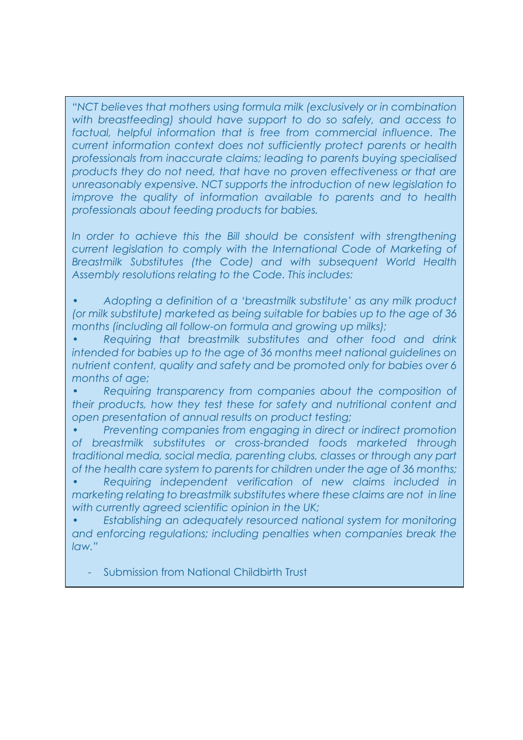*"NCT believes that mothers using formula milk (exclusively or in combination with breastfeeding) should have support to do so safely, and access to factual, helpful information that is free from commercial influence. The current information context does not sufficiently protect parents or health professionals from inaccurate claims; leading to parents buying specialised products they do not need, that have no proven effectiveness or that are unreasonably expensive. NCT supports the introduction of new legislation to improve the quality of information available to parents and to health professionals about feeding products for babies.*

*In order to achieve this the Bill should be consistent with strengthening current legislation to comply with the International Code of Marketing of Breastmilk Substitutes (the Code) and with subsequent World Health Assembly resolutions relating to the Code. This includes:*

- *Adopting a definition of a 'breastmilk substitute' as any milk product (or milk substitute) marketed as being suitable for babies up to the age of 36 months (including all follow-on formula and growing up milks);*
- *Requiring that breastmilk substitutes and other food and drink intended for babies up to the age of 36 months meet national guidelines on nutrient content, quality and safety and be promoted only for babies over 6 months of age;*
- *Requiring transparency from companies about the composition of their products, how they test these for safety and nutritional content and open presentation of annual results on product testing;*
- *Preventing companies from engaging in direct or indirect promotion of breastmilk substitutes or cross-branded foods marketed through traditional media, social media, parenting clubs, classes or through any part of the health care system to parents for children under the age of 36 months;*
- *Requiring independent verification of new claims included in marketing relating to breastmilk substitutes where these claims are not in line with currently agreed scientific opinion in the UK;*
- *Establishing an adequately resourced national system for monitoring and enforcing regulations; including penalties when companies break the law."*

- Submission from National Childbirth Trust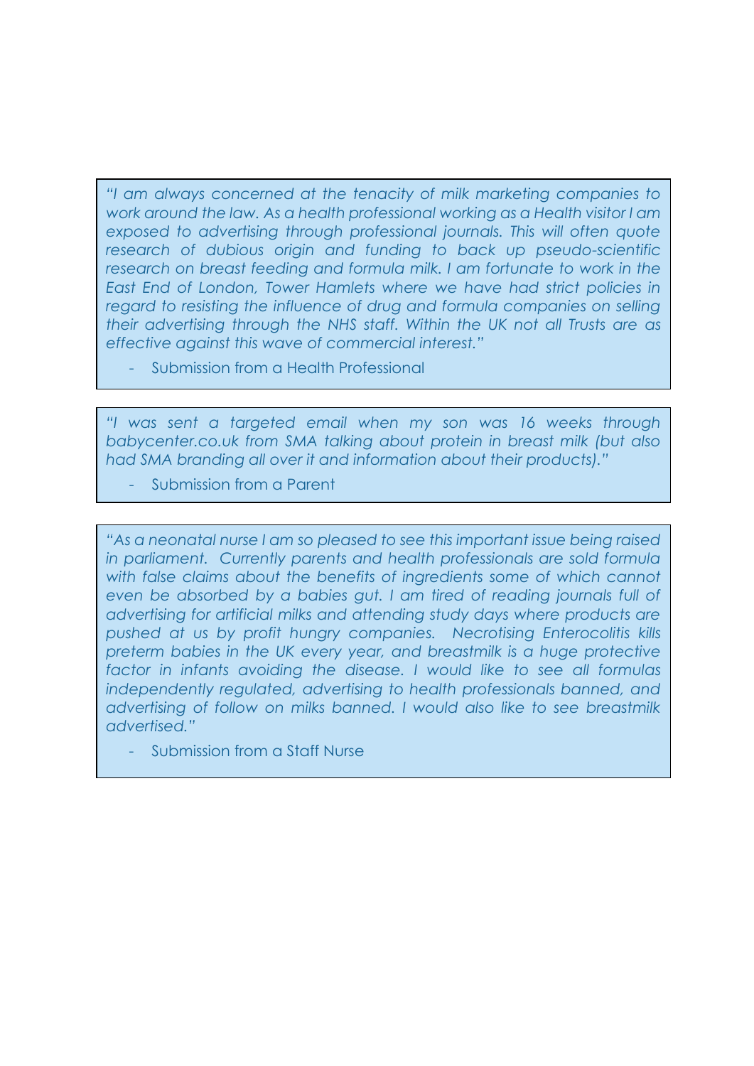*"I am always concerned at the tenacity of milk marketing companies to work around the law. As a health professional working as a Health visitor I am exposed to advertising through professional journals. This will often quote research of dubious origin and funding to back up pseudo-scientific research on breast feeding and formula milk. I am fortunate to work in the East End of London, Tower Hamlets where we have had strict policies in regard to resisting the influence of drug and formula companies on selling their advertising through the NHS staff. Within the UK not all Trusts are as effective against this wave of commercial interest."*

- Submission from a Health Professional

*"I was sent a targeted email when my son was 16 weeks through babycenter.co.uk from SMA talking about protein in breast milk (but also had SMA branding all over it and information about their products)."*

- Submission from a Parent

*"As a neonatal nurse I am so pleased to see this important issue being raised in parliament. Currently parents and health professionals are sold formula with false claims about the benefits of ingredients some of which cannot even be absorbed by a babies gut. I am tired of reading journals full of advertising for artificial milks and attending study days where products are pushed at us by profit hungry companies. Necrotising Enterocolitis kills preterm babies in the UK every year, and breastmilk is a huge protective factor in infants avoiding the disease. I would like to see all formulas independently regulated, advertising to health professionals banned, and advertising of follow on milks banned. I would also like to see breastmilk advertised."*

- Submission from a Staff Nurse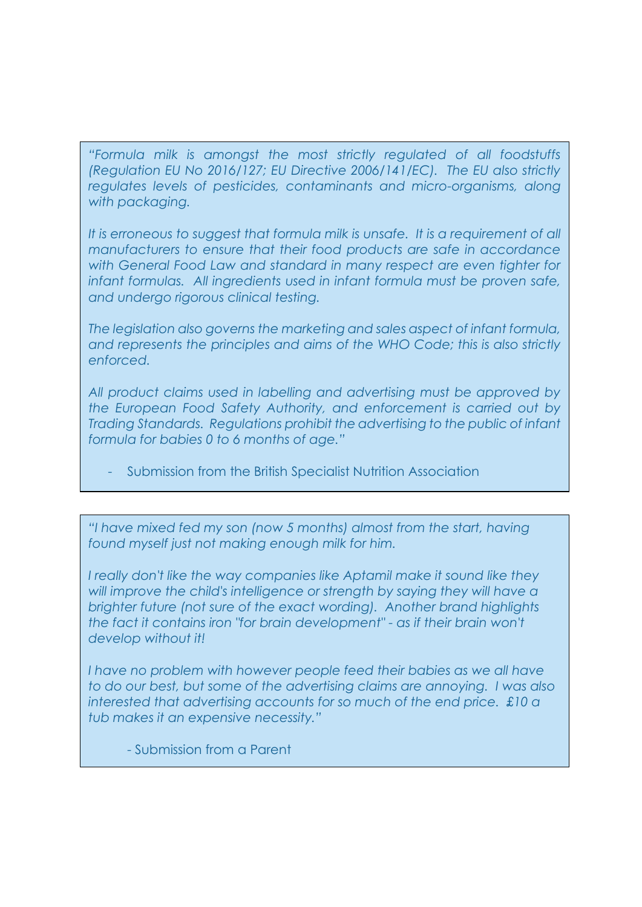*"Formula milk is amongst the most strictly regulated of all foodstuffs (Regulation EU No 2016/127; EU Directive 2006/141/EC). The EU also strictly regulates levels of pesticides, contaminants and micro-organisms, along with packaging.*

*It is erroneous to suggest that formula milk is unsafe. It is a requirement of all manufacturers to ensure that their food products are safe in accordance with General Food Law and standard in many respect are even tighter for infant formulas. All ingredients used in infant formula must be proven safe, and undergo rigorous clinical testing.*

*The legislation also governs the marketing and sales aspect of infant formula, and represents the principles and aims of the WHO Code; this is also strictly enforced.*

*All product claims used in labelling and advertising must be approved by the European Food Safety Authority, and enforcement is carried out by Trading Standards. Regulations prohibit the advertising to the public of infant formula for babies 0 to 6 months of age."*

- Submission from the British Specialist Nutrition Association

*"I have mixed fed my son (now 5 months) almost from the start, having found myself just not making enough milk for him.*

*I really don't like the way companies like Aptamil make it sound like they will improve the child's intelligence or strength by saying they will have a brighter future (not sure of the exact wording). Another brand highlights the fact it contains iron "for brain development" - as if their brain won't develop without it!*

*I have no problem with however people feed their babies as we all have to do our best, but some of the advertising claims are annoying. I was also interested that advertising accounts for so much of the end price. £10 a tub makes it an expensive necessity."*

- Submission from a Parent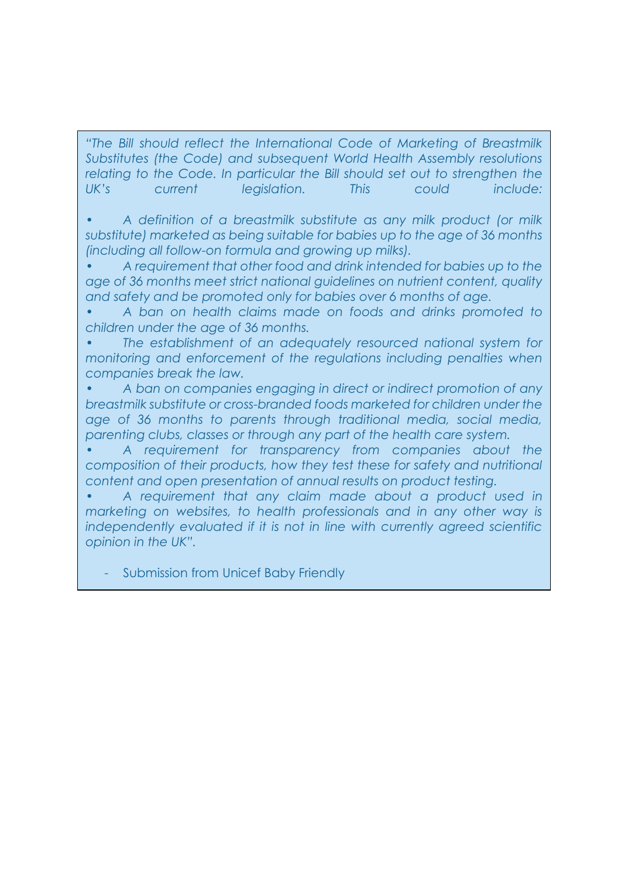*"The Bill should reflect the International Code of Marketing of Breastmilk Substitutes (the Code) and subsequent World Health Assembly resolutions relating to the Code. In particular the Bill should set out to strengthen the UK's current legislation. This could include:*

- *A definition of a breastmilk substitute as any milk product (or milk substitute) marketed as being suitable for babies up to the age of 36 months (including all follow-on formula and growing up milks).*
- *A requirement that other food and drink intended for babies up to the age of 36 months meet strict national guidelines on nutrient content, quality and safety and be promoted only for babies over 6 months of age.*
- *A ban on health claims made on foods and drinks promoted to children under the age of 36 months.*
- *The establishment of an adequately resourced national system for monitoring and enforcement of the regulations including penalties when companies break the law.*
- *A ban on companies engaging in direct or indirect promotion of any breastmilk substitute or cross-branded foods marketed for children under the age of 36 months to parents through traditional media, social media, parenting clubs, classes or through any part of the health care system.*
- *A requirement for transparency from companies about the composition of their products, how they test these for safety and nutritional content and open presentation of annual results on product testing.*
- *A requirement that any claim made about a product used in marketing on websites, to health professionals and in any other way is independently evaluated if it is not in line with currently agreed scientific opinion in the UK".*

- Submission from Unicef Baby Friendly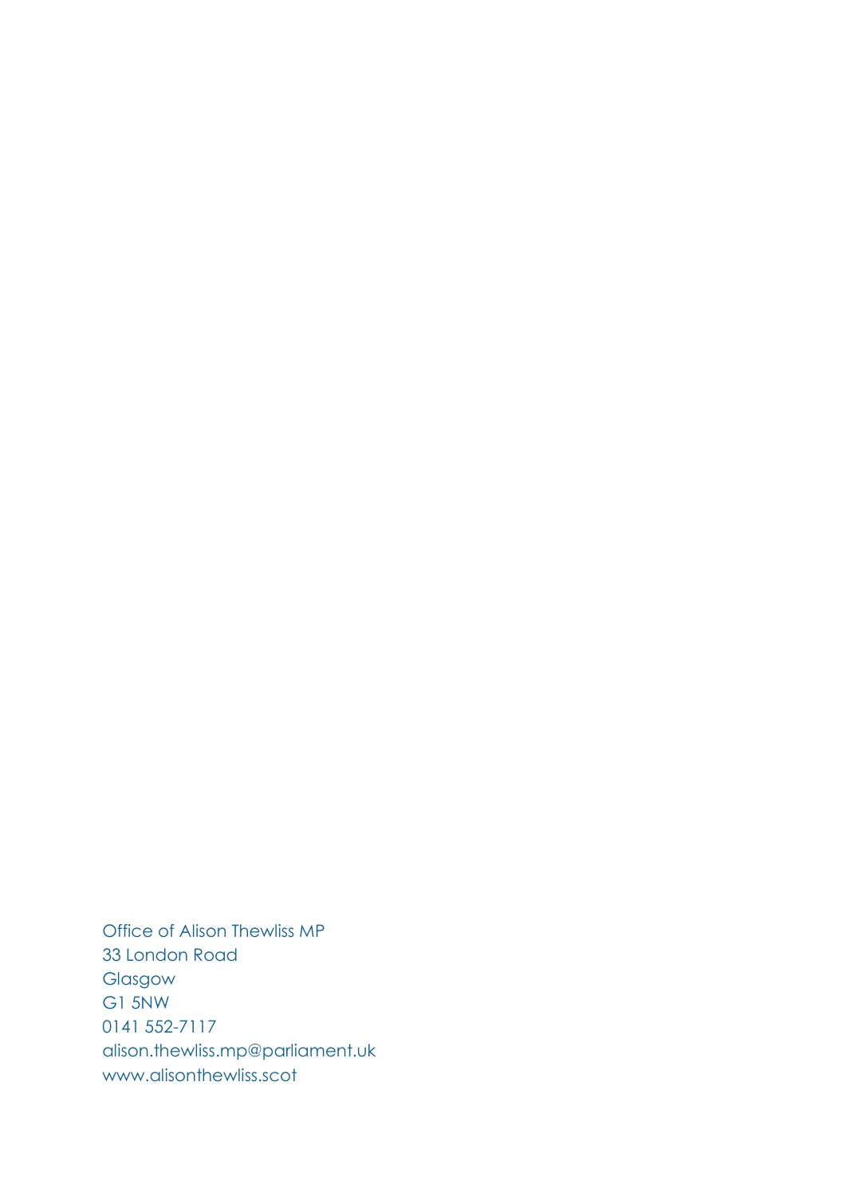Office of Alison Thewliss MP
33 London Road
Glasgow
G1 5NW
0141 552-7117
alison.thewliss.mp@parliament.uk
www.alisonthewliss.scot